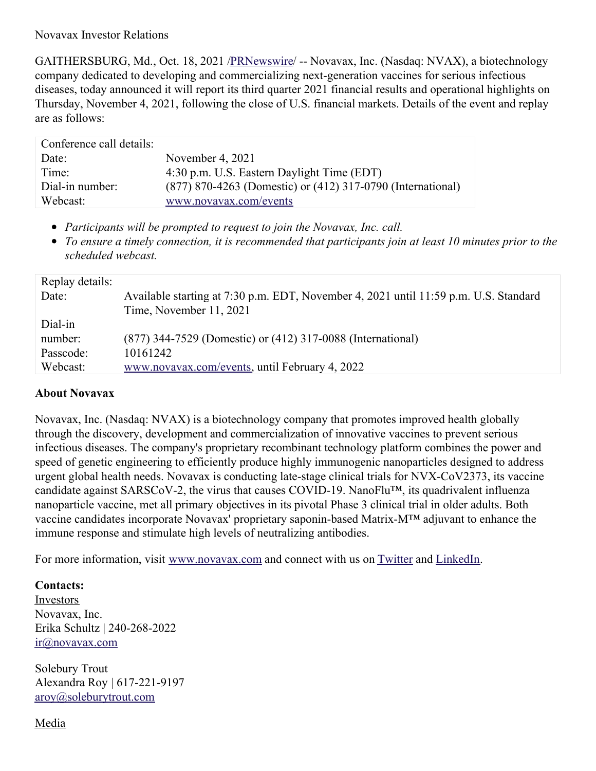Novavax Investor Relations

GAITHERSBURG, Md., Oct. 18, 2021 /PRNewswire/ -- Novavax, Inc. (Nasdaq: NVAX), a biotechnology company dedicated to developing and commercializing next-generation vaccines for serious infectious diseases, today announced it will report its third quarter 2021 financial results and operational highlights on Thursday, November 4, 2021, following the close of U.S. financial markets. Details of the event and replay are as follows:

| Conference call details: | |
|---|---|
| Date: | November 4, 2021 |
| Time: | 4:30 p.m. U.S. Eastern Daylight Time (EDT) |
| Dial-in number: | (877) 870-4263 (Domestic) or (412) 317-0790 (International) |
| Webcast: | www.novavax.com/events |

- *Participants will be prompted to request to join the Novavax, Inc. call.*
- *To ensure a timely connection, it is recommended that participants join at least 10 minutes prior to the scheduled webcast.*

| Replay details: | |
|---|---|
| Date: | Available starting at 7:30 p.m. EDT, November 4, 2021 until 11:59 p.m. U.S. Standard Time, November 11, 2021 |
| Dial-in number: | (877) 344-7529 (Domestic) or (412) 317-0088 (International) |
| Passcode: | 10161242 |
| Webcast: | www.novavax.com/events, until February 4, 2022 |

**About Novavax**

Novavax, Inc. (Nasdaq: NVAX) is a biotechnology company that promotes improved health globally through the discovery, development and commercialization of innovative vaccines to prevent serious infectious diseases. The company's proprietary recombinant technology platform combines the power and speed of genetic engineering to efficiently produce highly immunogenic nanoparticles designed to address urgent global health needs. Novavax is conducting late-stage clinical trials for NVX-CoV2373, its vaccine candidate against SARSCoV-2, the virus that causes COVID-19. NanoFlu™, its quadrivalent influenza nanoparticle vaccine, met all primary objectives in its pivotal Phase 3 clinical trial in older adults. Both vaccine candidates incorporate Novavax' proprietary saponin-based Matrix-M™ adjuvant to enhance the immune response and stimulate high levels of neutralizing antibodies.

For more information, visit www.novavax.com and connect with us on Twitter and LinkedIn.

**Contacts:**

Investors
Novavax, Inc.
Erika Schultz | 240-268-2022
ir@novavax.com

Solebury Trout
Alexandra Roy | 617-221-9197
aroy@soleburytrout.com

Media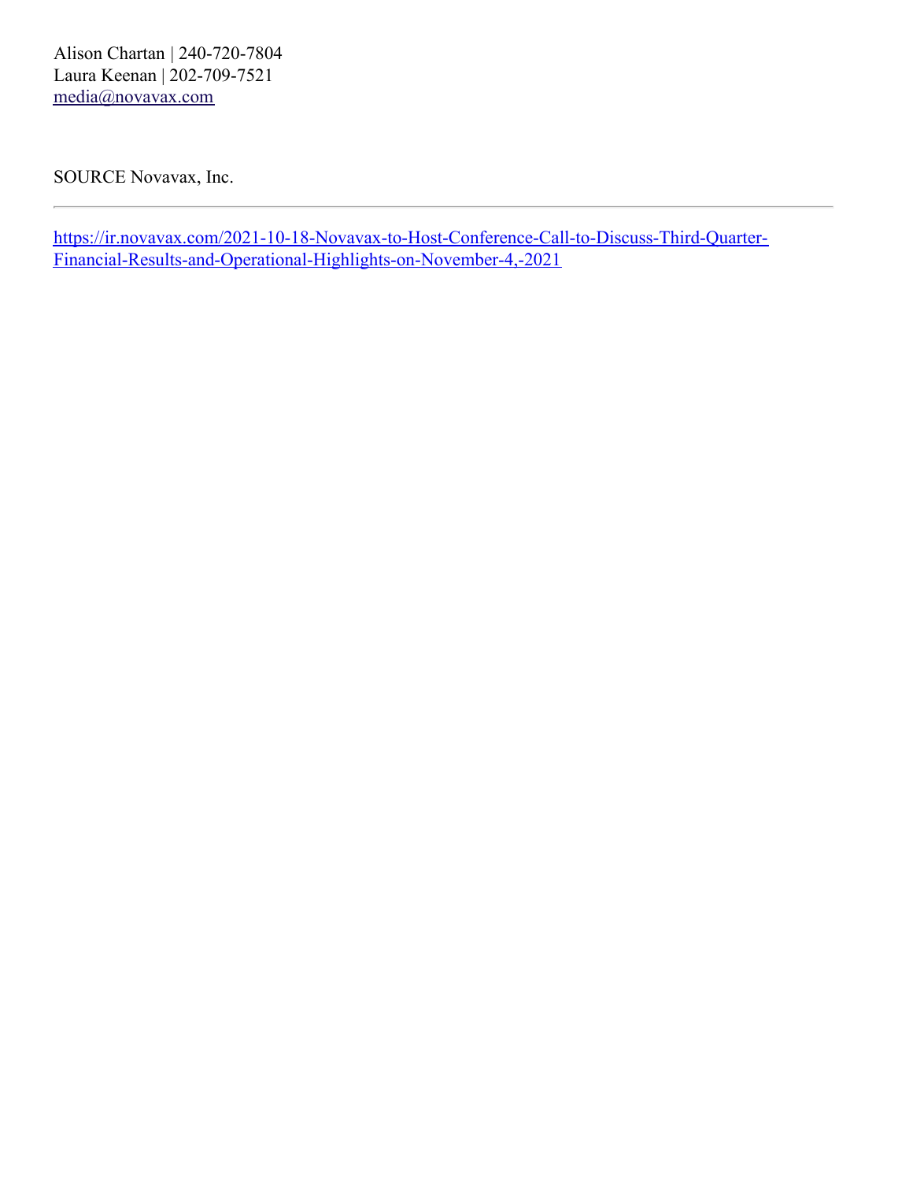Alison Chartan | 240-720-7804
Laura Keenan | 202-709-7521
media@novavax.com

SOURCE Novavax, Inc.

---

https://ir.novavax.com/2021-10-18-Novavax-to-Host-Conference-Call-to-Discuss-Third-Quarter-Financial-Results-and-Operational-Highlights-on-November-4,-2021